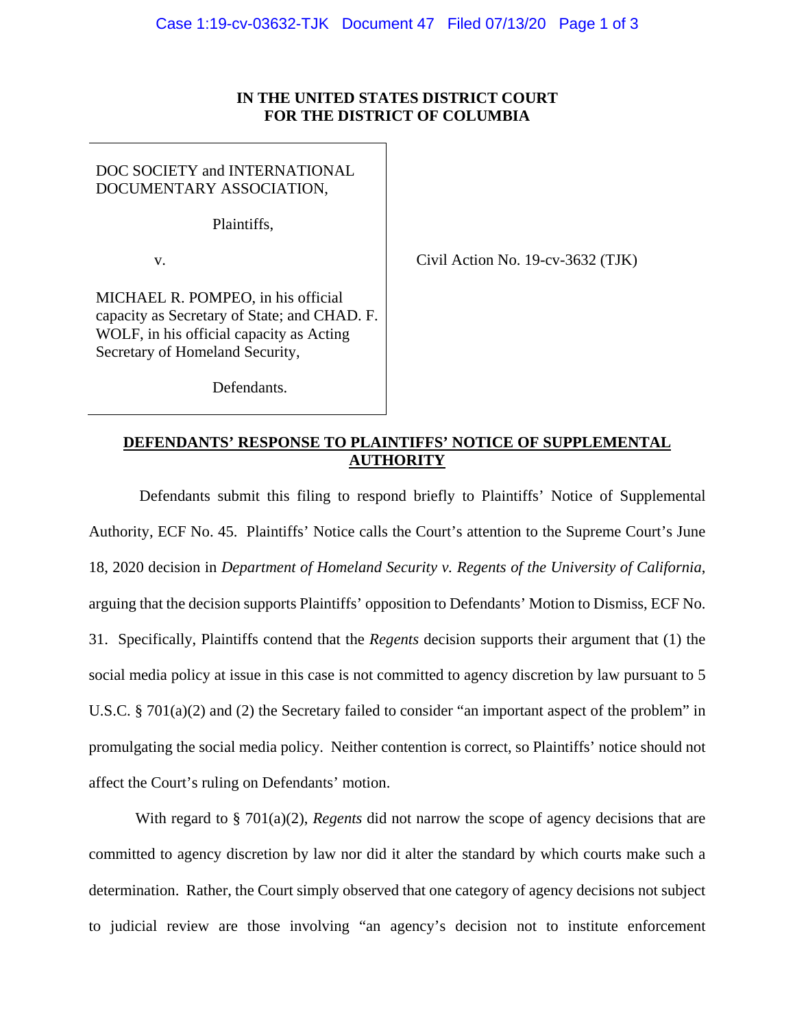**IN THE UNITED STATES DISTRICT COURT**
**FOR THE DISTRICT OF COLUMBIA**

DOC SOCIETY and INTERNATIONAL DOCUMENTARY ASSOCIATION,

Plaintiffs,

v.

MICHAEL R. POMPEO, in his official capacity as Secretary of State; and CHAD. F. WOLF, in his official capacity as Acting Secretary of Homeland Security,

Defendants.

Civil Action No. 19-cv-3632 (TJK)

**DEFENDANTS' RESPONSE TO PLAINTIFFS' NOTICE OF SUPPLEMENTAL AUTHORITY**

Defendants submit this filing to respond briefly to Plaintiffs' Notice of Supplemental Authority, ECF No. 45. Plaintiffs' Notice calls the Court's attention to the Supreme Court's June 18, 2020 decision in *Department of Homeland Security v. Regents of the University of California*, arguing that the decision supports Plaintiffs' opposition to Defendants' Motion to Dismiss, ECF No. 31. Specifically, Plaintiffs contend that the *Regents* decision supports their argument that (1) the social media policy at issue in this case is not committed to agency discretion by law pursuant to 5 U.S.C. § 701(a)(2) and (2) the Secretary failed to consider "an important aspect of the problem" in promulgating the social media policy. Neither contention is correct, so Plaintiffs' notice should not affect the Court's ruling on Defendants' motion.

With regard to § 701(a)(2), *Regents* did not narrow the scope of agency decisions that are committed to agency discretion by law nor did it alter the standard by which courts make such a determination. Rather, the Court simply observed that one category of agency decisions not subject to judicial review are those involving "an agency's decision not to institute enforcement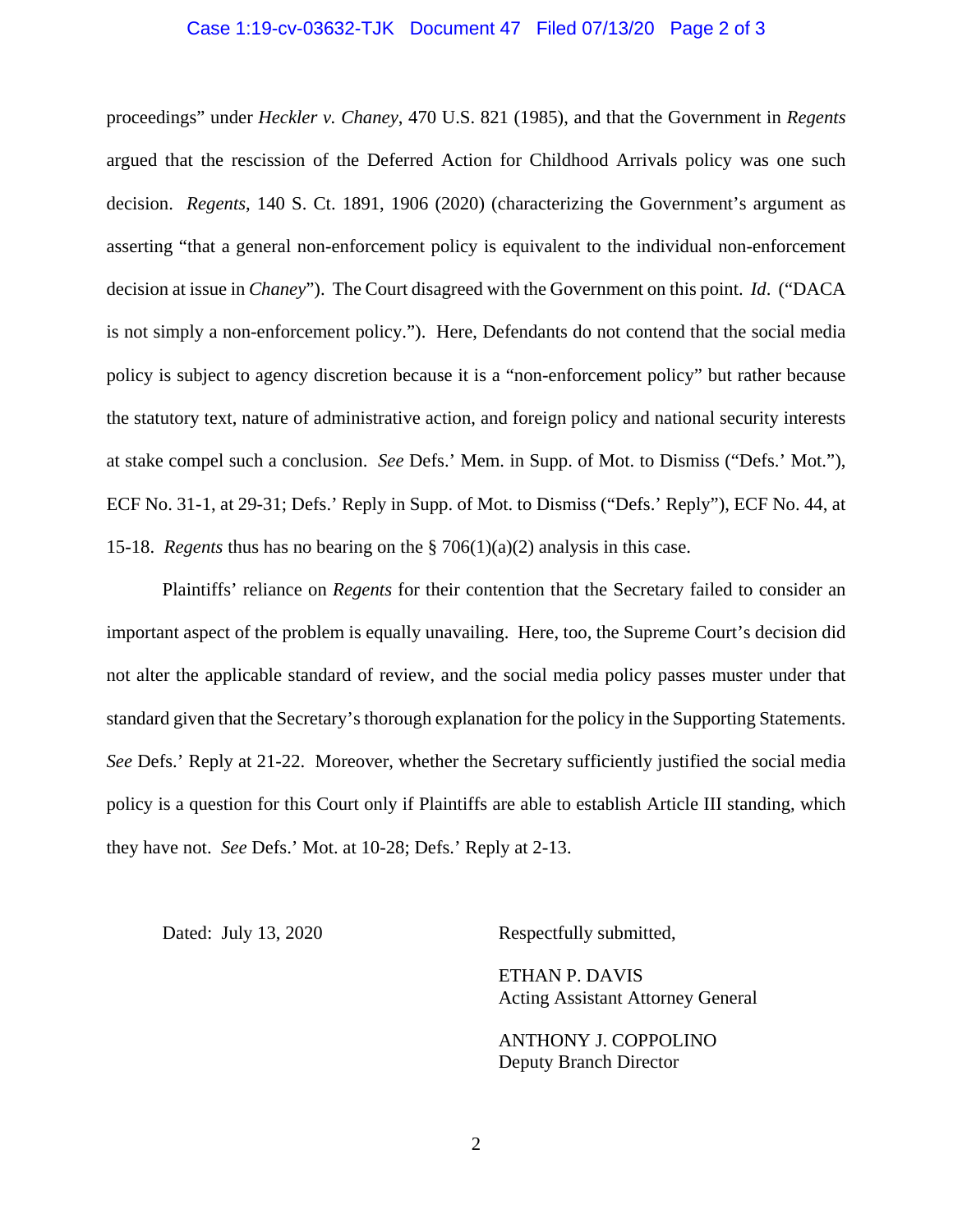proceedings" under *Heckler v. Chaney*, 470 U.S. 821 (1985), and that the Government in *Regents* argued that the rescission of the Deferred Action for Childhood Arrivals policy was one such decision. *Regents*, 140 S. Ct. 1891, 1906 (2020) (characterizing the Government's argument as asserting "that a general non-enforcement policy is equivalent to the individual non-enforcement decision at issue in *Chaney*"). The Court disagreed with the Government on this point. *Id*. ("DACA is not simply a non-enforcement policy."). Here, Defendants do not contend that the social media policy is subject to agency discretion because it is a "non-enforcement policy" but rather because the statutory text, nature of administrative action, and foreign policy and national security interests at stake compel such a conclusion. *See* Defs.' Mem. in Supp. of Mot. to Dismiss ("Defs.' Mot."), ECF No. 31-1, at 29-31; Defs.' Reply in Supp. of Mot. to Dismiss ("Defs.' Reply"), ECF No. 44, at 15-18. *Regents* thus has no bearing on the § 706(1)(a)(2) analysis in this case.

Plaintiffs' reliance on *Regents* for their contention that the Secretary failed to consider an important aspect of the problem is equally unavailing. Here, too, the Supreme Court's decision did not alter the applicable standard of review, and the social media policy passes muster under that standard given that the Secretary's thorough explanation for the policy in the Supporting Statements. *See* Defs.' Reply at 21-22. Moreover, whether the Secretary sufficiently justified the social media policy is a question for this Court only if Plaintiffs are able to establish Article III standing, which they have not. *See* Defs.' Mot. at 10-28; Defs.' Reply at 2-13.

Dated: July 13, 2020

Respectfully submitted,

ETHAN P. DAVIS
Acting Assistant Attorney General

ANTHONY J. COPPOLINO
Deputy Branch Director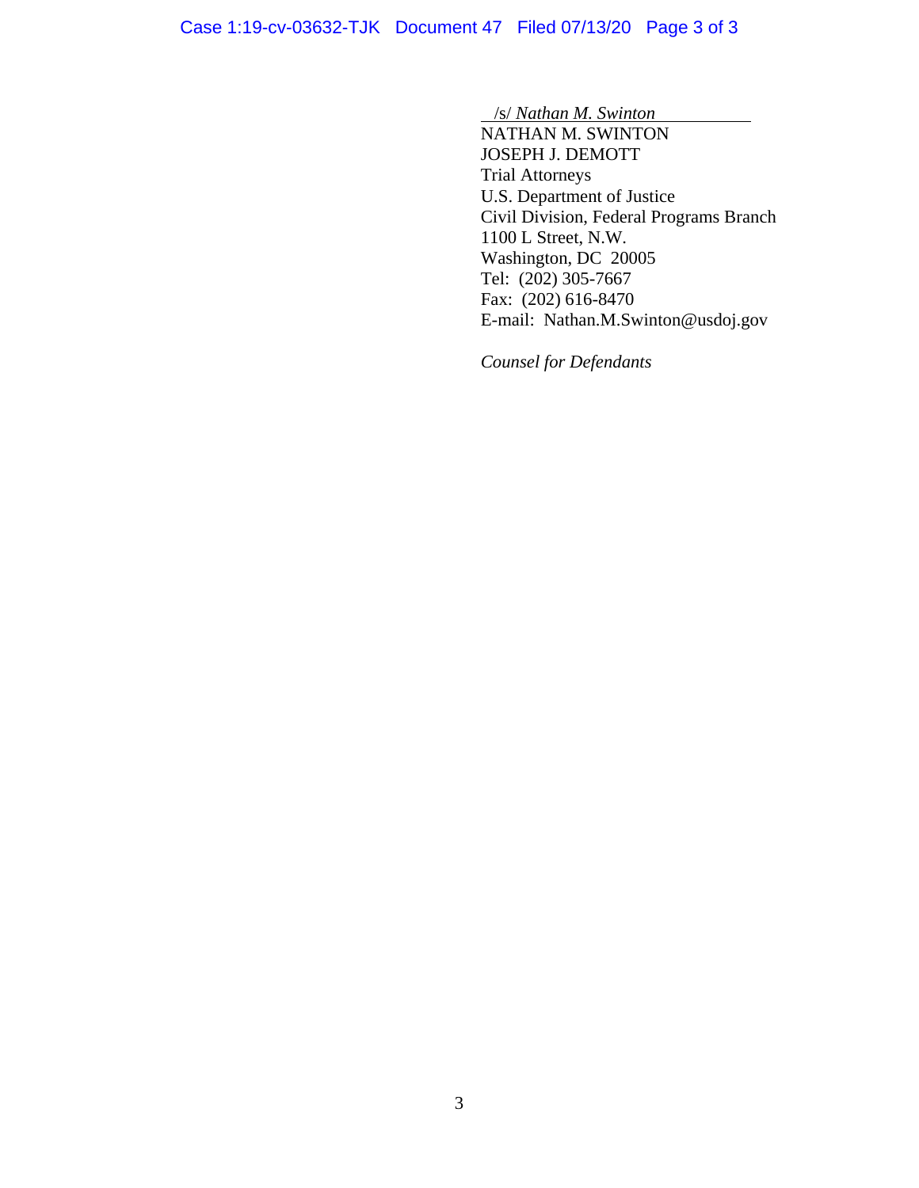/s/ *Nathan M. Swinton*

NATHAN M. SWINTON
JOSEPH J. DEMOTT
Trial Attorneys
U.S. Department of Justice
Civil Division, Federal Programs Branch
1100 L Street, N.W.
Washington, DC 20005
Tel: (202) 305-7667
Fax: (202) 616-8470
E-mail: Nathan.M.Swinton@usdoj.gov

*Counsel for Defendants*